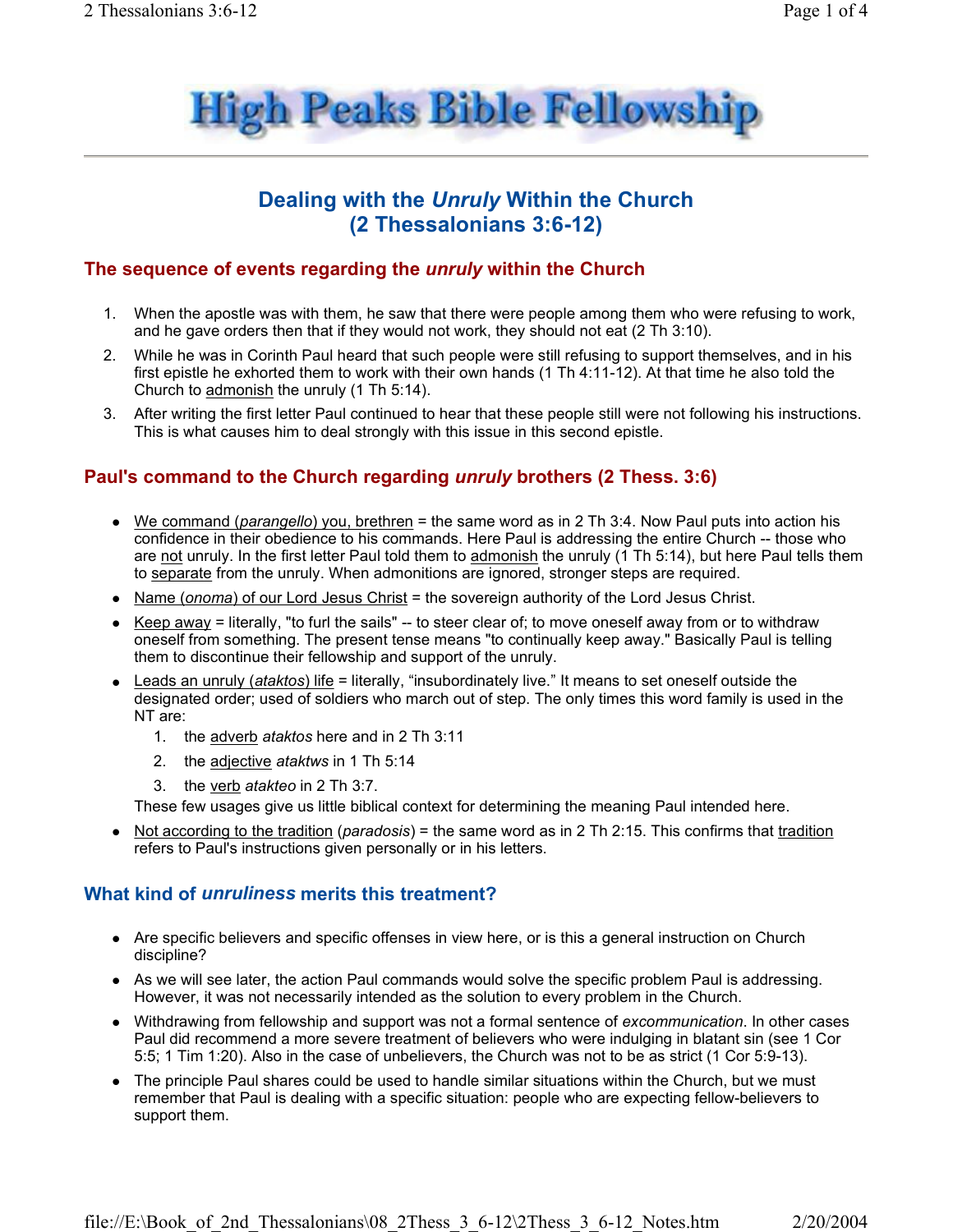# High Peaks Bible Fellowship

## Dealing with the *Unruly* Within the Church (2 Thessalonians 3:6-12)

### The sequence of events regarding the *unruly* within the Church

1. When the apostle was with them, he saw that there were people among them who were refusing to work, and he gave orders then that if they would not work, they should not eat (2 Th 3:10).
2. While he was in Corinth Paul heard that such people were still refusing to support themselves, and in his first epistle he exhorted them to work with their own hands (1 Th 4:11-12). At that time he also told the Church to admonish the unruly (1 Th 5:14).
3. After writing the first letter Paul continued to hear that these people still were not following his instructions. This is what causes him to deal strongly with this issue in this second epistle.

### Paul's command to the Church regarding *unruly* brothers (2 Thess. 3:6)

- We command (*parangello*) you, brethren = the same word as in 2 Th 3:4. Now Paul puts into action his confidence in their obedience to his commands. Here Paul is addressing the entire Church -- those who are not unruly. In the first letter Paul told them to admonish the unruly (1 Th 5:14), but here Paul tells them to separate from the unruly. When admonitions are ignored, stronger steps are required.
- Name (*onoma*) of our Lord Jesus Christ = the sovereign authority of the Lord Jesus Christ.
- Keep away = literally, "to furl the sails" -- to steer clear of; to move oneself away from or to withdraw oneself from something. The present tense means "to continually keep away." Basically Paul is telling them to discontinue their fellowship and support of the unruly.
- Leads an unruly (*ataktos*) life = literally, "insubordinately live." It means to set oneself outside the designated order; used of soldiers who march out of step. The only times this word family is used in the NT are:
  1. the adverb *ataktos* here and in 2 Th 3:11
  2. the adjective *ataktws* in 1 Th 5:14
  3. the verb *atakteo* in 2 Th 3:7.

  These few usages give us little biblical context for determining the meaning Paul intended here.
- Not according to the tradition (*paradosis*) = the same word as in 2 Th 2:15. This confirms that tradition refers to Paul's instructions given personally or in his letters.

### What kind of *unruliness* merits this treatment?

- Are specific believers and specific offenses in view here, or is this a general instruction on Church discipline?
- As we will see later, the action Paul commands would solve the specific problem Paul is addressing. However, it was not necessarily intended as the solution to every problem in the Church.
- Withdrawing from fellowship and support was not a formal sentence of *excommunication*. In other cases Paul did recommend a more severe treatment of believers who were indulging in blatant sin (see 1 Cor 5:5; 1 Tim 1:20). Also in the case of unbelievers, the Church was not to be as strict (1 Cor 5:9-13).
- The principle Paul shares could be used to handle similar situations within the Church, but we must remember that Paul is dealing with a specific situation: people who are expecting fellow-believers to support them.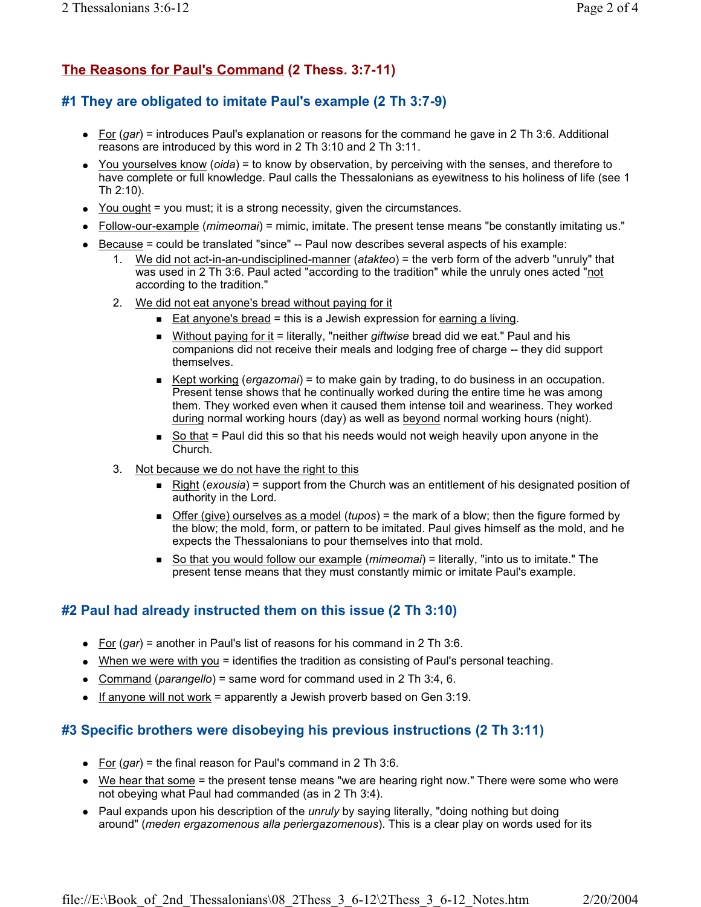## The Reasons for Paul's Command (2 Thess. 3:7-11)

### #1 They are obligated to imitate Paul's example (2 Th 3:7-9)

- For (*gar*) = introduces Paul's explanation or reasons for the command he gave in 2 Th 3:6. Additional reasons are introduced by this word in 2 Th 3:10 and 2 Th 3:11.
- You yourselves know (*oida*) = to know by observation, by perceiving with the senses, and therefore to have complete or full knowledge. Paul calls the Thessalonians as eyewitness to his holiness of life (see 1 Th 2:10).
- You ought = you must; it is a strong necessity, given the circumstances.
- Follow-our-example (*mimeomai*) = mimic, imitate. The present tense means "be constantly imitating us."
- Because = could be translated "since" -- Paul now describes several aspects of his example:
    1. We did not act-in-an-undisciplined-manner (*atakteo*) = the verb form of the adverb "unruly" that was used in 2 Th 3:6. Paul acted "according to the tradition" while the unruly ones acted "not according to the tradition."
    2. We did not eat anyone's bread without paying for it
        - Eat anyone's bread = this is a Jewish expression for earning a living.
        - Without paying for it = literally, "neither *giftwise* bread did we eat." Paul and his companions did not receive their meals and lodging free of charge -- they did support themselves.
        - Kept working (*ergazomai*) = to make gain by trading, to do business in an occupation. Present tense shows that he continually worked during the entire time he was among them. They worked even when it caused them intense toil and weariness. They worked during normal working hours (day) as well as beyond normal working hours (night).
        - So that = Paul did this so that his needs would not weigh heavily upon anyone in the Church.
    3. Not because we do not have the right to this
        - Right (*exousia*) = support from the Church was an entitlement of his designated position of authority in the Lord.
        - Offer (give) ourselves as a model (*tupos*) = the mark of a blow; then the figure formed by the blow; the mold, form, or pattern to be imitated. Paul gives himself as the mold, and he expects the Thessalonians to pour themselves into that mold.
        - So that you would follow our example (*mimeomai*) = literally, "into us to imitate." The present tense means that they must constantly mimic or imitate Paul's example.

### #2 Paul had already instructed them on this issue (2 Th 3:10)

- For (*gar*) = another in Paul's list of reasons for his command in 2 Th 3:6.
- When we were with you = identifies the tradition as consisting of Paul's personal teaching.
- Command (*parangello*) = same word for command used in 2 Th 3:4, 6.
- If anyone will not work = apparently a Jewish proverb based on Gen 3:19.

### #3 Specific brothers were disobeying his previous instructions (2 Th 3:11)

- For (*gar*) = the final reason for Paul's command in 2 Th 3:6.
- We hear that some = the present tense means "we are hearing right now." There were some who were not obeying what Paul had commanded (as in 2 Th 3:4).
- Paul expands upon his description of the *unruly* by saying literally, "doing nothing but doing around" (*meden ergazomenous alla periergazomenous*). This is a clear play on words used for its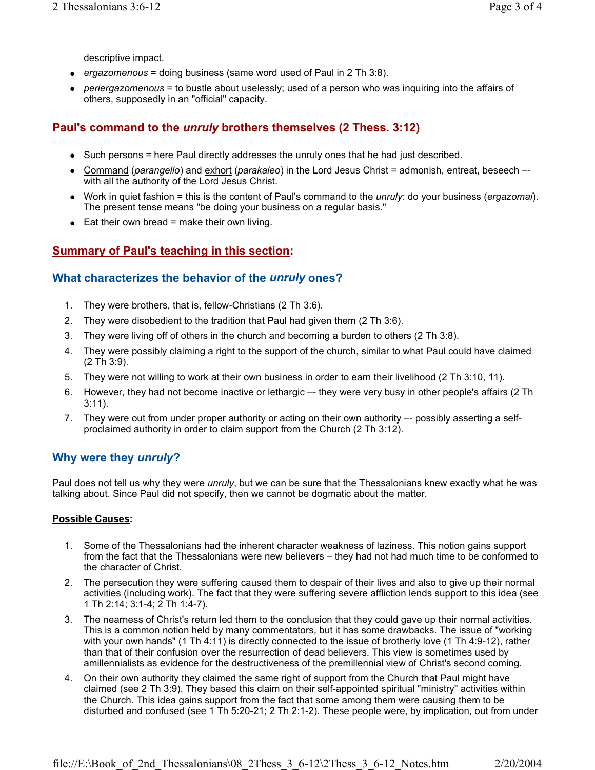descriptive impact.

- *ergazomenous* = doing business (same word used of Paul in 2 Th 3:8).
- *periergazomenous* = to bustle about uselessly; used of a person who was inquiring into the affairs of others, supposedly in an "official" capacity.

## Paul's command to the *unruly* brothers themselves (2 Thess. 3:12)

- Such persons = here Paul directly addresses the unruly ones that he had just described.
- Command (*parangello*) and exhort (*parakaleo*) in the Lord Jesus Christ = admonish, entreat, beseech –- with all the authority of the Lord Jesus Christ.
- Work in quiet fashion = this is the content of Paul's command to the *unruly*: do your business (*ergazomai*). The present tense means "be doing your business on a regular basis."
- Eat their own bread = make their own living.

## Summary of Paul's teaching in this section:

### What characterizes the behavior of the *unruly* ones?

1. They were brothers, that is, fellow-Christians (2 Th 3:6).
2. They were disobedient to the tradition that Paul had given them (2 Th 3:6).
3. They were living off of others in the church and becoming a burden to others (2 Th 3:8).
4. They were possibly claiming a right to the support of the church, similar to what Paul could have claimed (2 Th 3:9).
5. They were not willing to work at their own business in order to earn their livelihood (2 Th 3:10, 11).
6. However, they had not become inactive or lethargic –- they were very busy in other people's affairs (2 Th 3:11).
7. They were out from under proper authority or acting on their own authority –- possibly asserting a self-proclaimed authority in order to claim support from the Church (2 Th 3:12).

### Why were they *unruly*?

Paul does not tell us why they were *unruly*, but we can be sure that the Thessalonians knew exactly what he was talking about. Since Paul did not specify, then we cannot be dogmatic about the matter.

**Possible Causes:**

1. Some of the Thessalonians had the inherent character weakness of laziness. This notion gains support from the fact that the Thessalonians were new believers – they had not had much time to be conformed to the character of Christ.
2. The persecution they were suffering caused them to despair of their lives and also to give up their normal activities (including work). The fact that they were suffering severe affliction lends support to this idea (see 1 Th 2:14; 3:1-4; 2 Th 1:4-7).
3. The nearness of Christ's return led them to the conclusion that they could gave up their normal activities. This is a common notion held by many commentators, but it has some drawbacks. The issue of "working with your own hands" (1 Th 4:11) is directly connected to the issue of brotherly love (1 Th 4:9-12), rather than that of their confusion over the resurrection of dead believers. This view is sometimes used by amillennialists as evidence for the destructiveness of the premillennial view of Christ's second coming.
4. On their own authority they claimed the same right of support from the Church that Paul might have claimed (see 2 Th 3:9). They based this claim on their self-appointed spiritual "ministry" activities within the Church. This idea gains support from the fact that some among them were causing them to be disturbed and confused (see 1 Th 5:20-21; 2 Th 2:1-2). These people were, by implication, out from under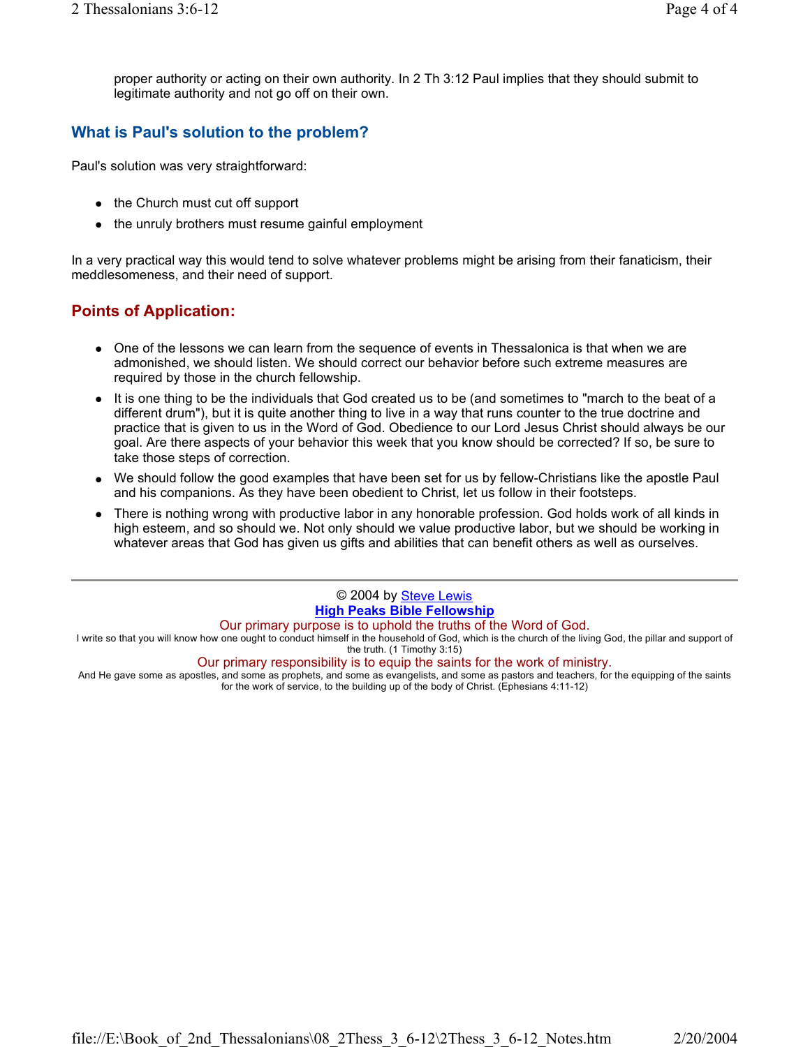proper authority or acting on their own authority. In 2 Th 3:12 Paul implies that they should submit to legitimate authority and not go off on their own.

## What is Paul's solution to the problem?

Paul's solution was very straightforward:

- the Church must cut off support
- the unruly brothers must resume gainful employment

In a very practical way this would tend to solve whatever problems might be arising from their fanaticism, their meddlesomeness, and their need of support.

## Points of Application:

- One of the lessons we can learn from the sequence of events in Thessalonica is that when we are admonished, we should listen. We should correct our behavior before such extreme measures are required by those in the church fellowship.
- It is one thing to be the individuals that God created us to be (and sometimes to "march to the beat of a different drum"), but it is quite another thing to live in a way that runs counter to the true doctrine and practice that is given to us in the Word of God. Obedience to our Lord Jesus Christ should always be our goal. Are there aspects of your behavior this week that you know should be corrected? If so, be sure to take those steps of correction.
- We should follow the good examples that have been set for us by fellow-Christians like the apostle Paul and his companions. As they have been obedient to Christ, let us follow in their footsteps.
- There is nothing wrong with productive labor in any honorable profession. God holds work of all kinds in high esteem, and so should we. Not only should we value productive labor, but we should be working in whatever areas that God has given us gifts and abilities that can benefit others as well as ourselves.

---

© 2004 by Steve Lewis

**High Peaks Bible Fellowship**

Our primary purpose is to uphold the truths of the Word of God.

I write so that you will know how one ought to conduct himself in the household of God, which is the church of the living God, the pillar and support of the truth. (1 Timothy 3:15)

Our primary responsibility is to equip the saints for the work of ministry.

And He gave some as apostles, and some as prophets, and some as evangelists, and some as pastors and teachers, for the equipping of the saints for the work of service, to the building up of the body of Christ. (Ephesians 4:11-12)